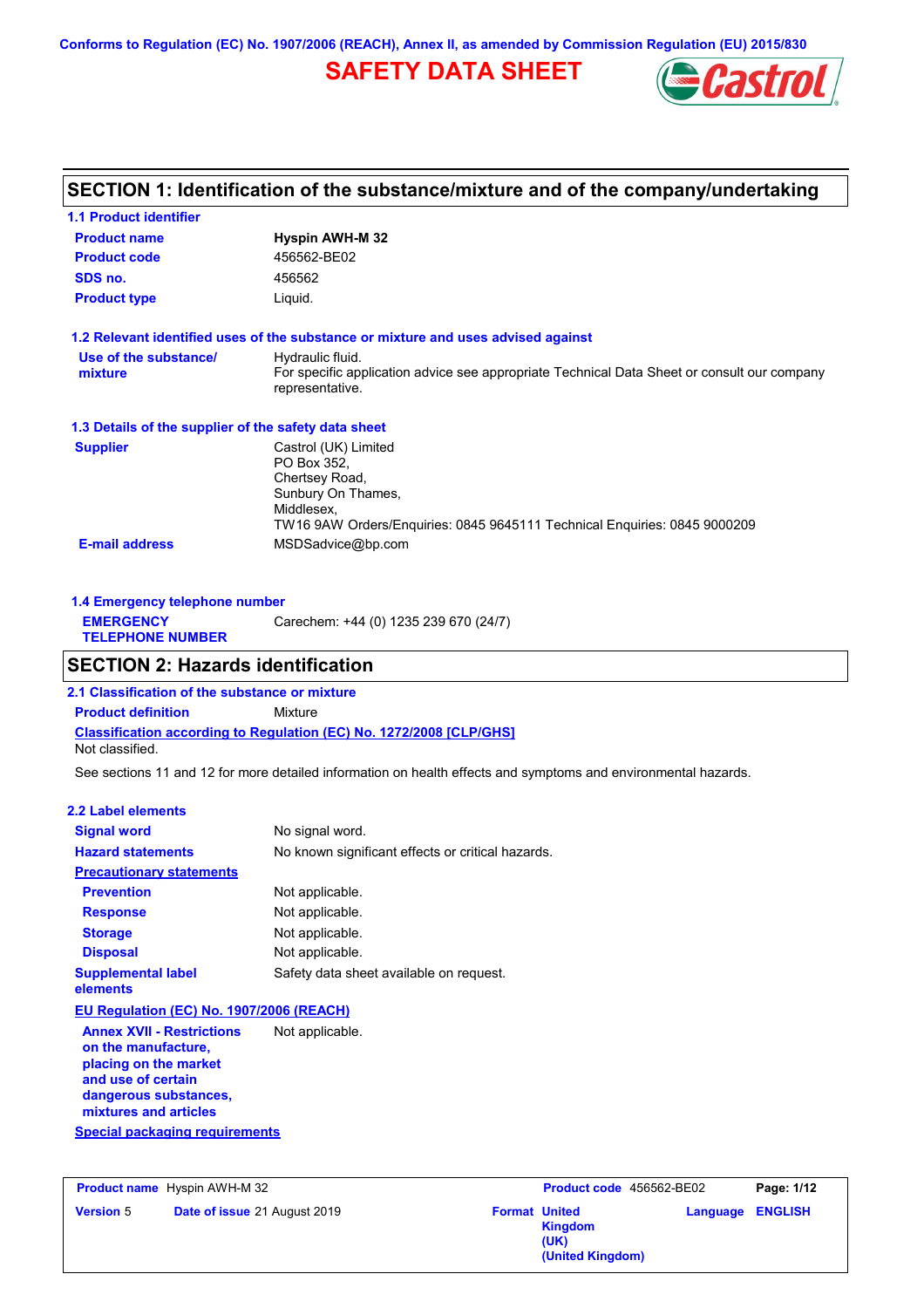Conforms to Regulation (EC) No. 1907/2006 (REACH), Annex II, as amended by Commission Regulation (EU) 2015/830

# SAFETY DATA SHEET

## SECTION 1: Identification of the substance/mixture and of the company/undertaking

### 1.1 Product identifier

| | |
|---|---|
| **Product name** | **Hyspin AWH-M 32** |
| **Product code** | 456562-BE02 |
| **SDS no.** | 456562 |
| **Product type** | Liquid. |

### 1.2 Relevant identified uses of the substance or mixture and uses advised against

| | |
|---|---|
| **Use of the substance/ mixture** | Hydraulic fluid. For specific application advice see appropriate Technical Data Sheet or consult our company representative. |

### 1.3 Details of the supplier of the safety data sheet

| | |
|---|---|
| **Supplier** | Castrol (UK) Limited PO Box 352, Chertsey Road, Sunbury On Thames, Middlesex, TW16 9AW Orders/Enquiries: 0845 9645111 Technical Enquiries: 0845 9000209 |
| **E-mail address** | MSDSadvice@bp.com |

### 1.4 Emergency telephone number

| | |
|---|---|
| **EMERGENCY TELEPHONE NUMBER** | Carechem: +44 (0) 1235 239 670 (24/7) |

## SECTION 2: Hazards identification

### 2.1 Classification of the substance or mixture

**Product definition** Mixture

**Classification according to Regulation (EC) No. 1272/2008 [CLP/GHS]**

Not classified.

See sections 11 and 12 for more detailed information on health effects and symptoms and environmental hazards.

### 2.2 Label elements

| | |
|---|---|
| **Signal word** | No signal word. |
| **Hazard statements** | No known significant effects or critical hazards. |
| **Precautionary statements** | |
| **Prevention** | Not applicable. |
| **Response** | Not applicable. |
| **Storage** | Not applicable. |
| **Disposal** | Not applicable. |
| **Supplemental label elements** | Safety data sheet available on request. |

**EU Regulation (EC) No. 1907/2006 (REACH)**

| | |
|---|---|
| **Annex XVII - Restrictions on the manufacture, placing on the market and use of certain dangerous substances, mixtures and articles** | Not applicable. |

**Special packaging requirements**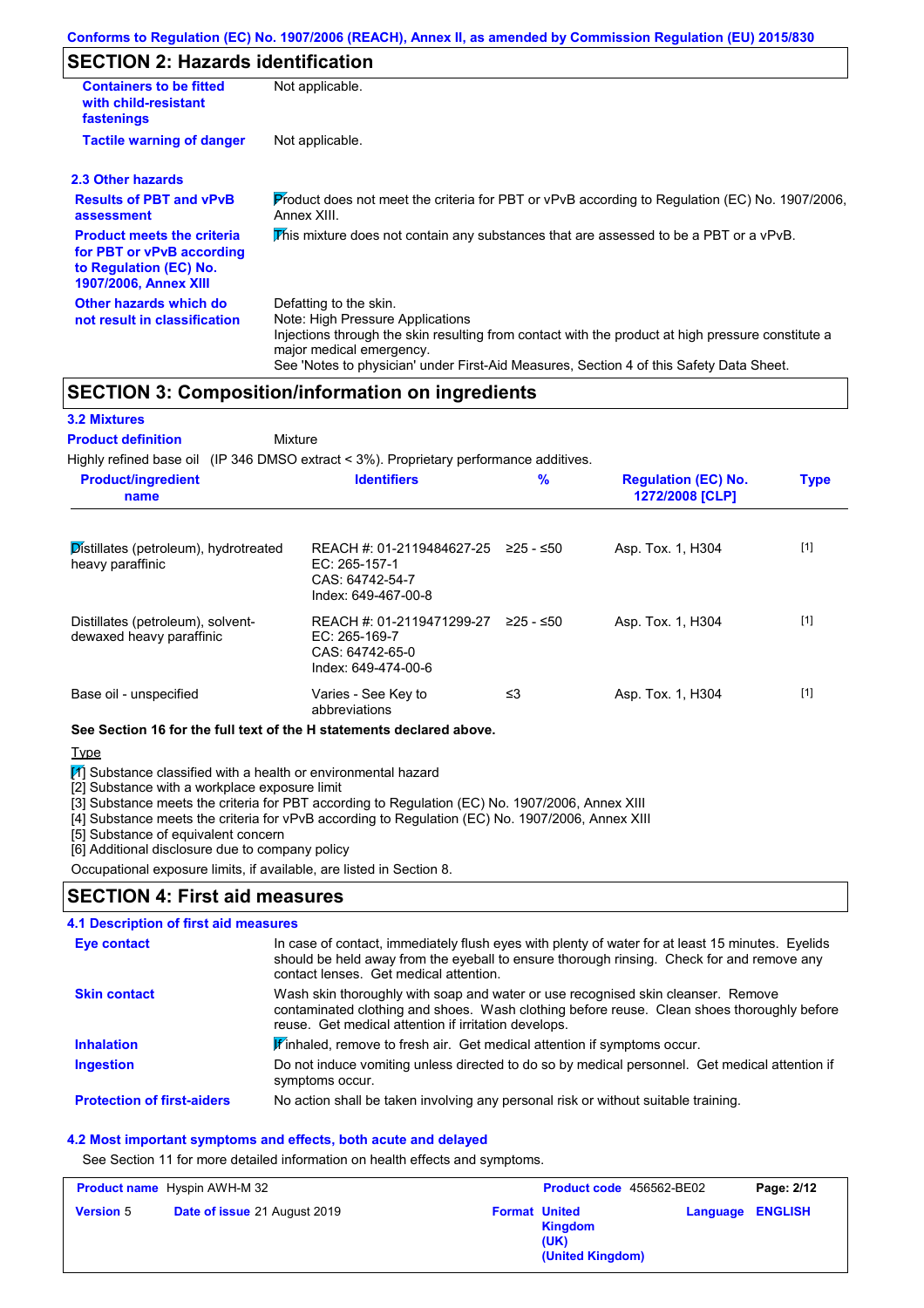Conforms to Regulation (EC) No. 1907/2006 (REACH), Annex II, as amended by Commission Regulation (EU) 2015/830

## SECTION 2: Hazards identification

**Containers to be fitted with child-resistant fastenings**: Not applicable.

**Tactile warning of danger**: Not applicable.

### 2.3 Other hazards

**Results of PBT and vPvB assessment**: Product does not meet the criteria for PBT or vPvB according to Regulation (EC) No. 1907/2006, Annex XIII.

**Product meets the criteria for PBT or vPvB according to Regulation (EC) No. 1907/2006, Annex XIII**: This mixture does not contain any substances that are assessed to be a PBT or a vPvB.

**Other hazards which do not result in classification**: Defatting to the skin.
Note: High Pressure Applications
Injections through the skin resulting from contact with the product at high pressure constitute a major medical emergency.
See 'Notes to physician' under First-Aid Measures, Section 4 of this Safety Data Sheet.

## SECTION 3: Composition/information on ingredients

### 3.2 Mixtures

**Product definition**: Mixture

Highly refined base oil (IP 346 DMSO extract < 3%). Proprietary performance additives.

| Product/ingredient name | Identifiers | % | Regulation (EC) No. 1272/2008 [CLP] | Type |
|---|---|---|---|---|
| Distillates (petroleum), hydrotreated heavy paraffinic | REACH #: 01-2119484627-25<br>EC: 265-157-1<br>CAS: 64742-54-7<br>Index: 649-467-00-8 | ≥25 - ≤50 | Asp. Tox. 1, H304 | [1] |
| Distillates (petroleum), solvent-dewaxed heavy paraffinic | REACH #: 01-2119471299-27<br>EC: 265-169-7<br>CAS: 64742-65-0<br>Index: 649-474-00-6 | ≥25 - ≤50 | Asp. Tox. 1, H304 | [1] |
| Base oil - unspecified | Varies - See Key to abbreviations | ≤3 | Asp. Tox. 1, H304 | [1] |

**See Section 16 for the full text of the H statements declared above.**

Type

[1] Substance classified with a health or environmental hazard
[2] Substance with a workplace exposure limit
[3] Substance meets the criteria for PBT according to Regulation (EC) No. 1907/2006, Annex XIII
[4] Substance meets the criteria for vPvB according to Regulation (EC) No. 1907/2006, Annex XIII
[5] Substance of equivalent concern
[6] Additional disclosure due to company policy

Occupational exposure limits, if available, are listed in Section 8.

## SECTION 4: First aid measures

### 4.1 Description of first aid measures

**Eye contact**: In case of contact, immediately flush eyes with plenty of water for at least 15 minutes. Eyelids should be held away from the eyeball to ensure thorough rinsing. Check for and remove any contact lenses. Get medical attention.

**Skin contact**: Wash skin thoroughly with soap and water or use recognised skin cleanser. Remove contaminated clothing and shoes. Wash clothing before reuse. Clean shoes thoroughly before reuse. Get medical attention if irritation develops.

**Inhalation**: If inhaled, remove to fresh air. Get medical attention if symptoms occur.

**Ingestion**: Do not induce vomiting unless directed to do so by medical personnel. Get medical attention if symptoms occur.

**Protection of first-aiders**: No action shall be taken involving any personal risk or without suitable training.

### 4.2 Most important symptoms and effects, both acute and delayed

See Section 11 for more detailed information on health effects and symptoms.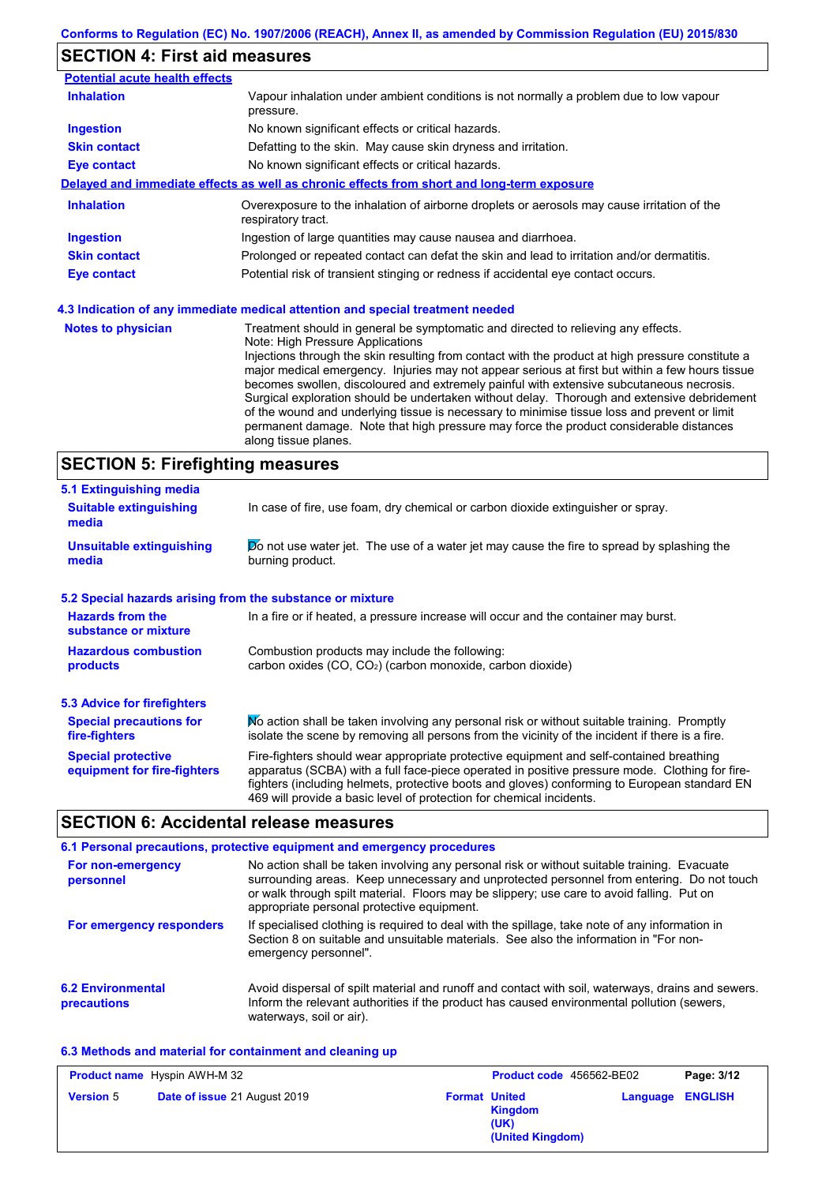Conforms to Regulation (EC) No. 1907/2006 (REACH), Annex II, as amended by Commission Regulation (EU) 2015/830

## SECTION 4: First aid measures

**Potential acute health effects**

| | |
|---|---|
| **Inhalation** | Vapour inhalation under ambient conditions is not normally a problem due to low vapour pressure. |
| **Ingestion** | No known significant effects or critical hazards. |
| **Skin contact** | Defatting to the skin. May cause skin dryness and irritation. |
| **Eye contact** | No known significant effects or critical hazards. |

**Delayed and immediate effects as well as chronic effects from short and long-term exposure**

| | |
|---|---|
| **Inhalation** | Overexposure to the inhalation of airborne droplets or aerosols may cause irritation of the respiratory tract. |
| **Ingestion** | Ingestion of large quantities may cause nausea and diarrhoea. |
| **Skin contact** | Prolonged or repeated contact can defat the skin and lead to irritation and/or dermatitis. |
| **Eye contact** | Potential risk of transient stinging or redness if accidental eye contact occurs. |

### 4.3 Indication of any immediate medical attention and special treatment needed

**Notes to physician**

Treatment should in general be symptomatic and directed to relieving any effects.
Note: High Pressure Applications
Injections through the skin resulting from contact with the product at high pressure constitute a major medical emergency. Injuries may not appear serious at first but within a few hours tissue becomes swollen, discoloured and extremely painful with extensive subcutaneous necrosis. Surgical exploration should be undertaken without delay. Thorough and extensive debridement of the wound and underlying tissue is necessary to minimise tissue loss and prevent or limit permanent damage. Note that high pressure may force the product considerable distances along tissue planes.

## SECTION 5: Firefighting measures

### 5.1 Extinguishing media

| | |
|---|---|
| **Suitable extinguishing media** | In case of fire, use foam, dry chemical or carbon dioxide extinguisher or spray. |
| **Unsuitable extinguishing media** | Do not use water jet. The use of a water jet may cause the fire to spread by splashing the burning product. |

### 5.2 Special hazards arising from the substance or mixture

| | |
|---|---|
| **Hazards from the substance or mixture** | In a fire or if heated, a pressure increase will occur and the container may burst. |
| **Hazardous combustion products** | Combustion products may include the following: carbon oxides (CO, $CO_2$) (carbon monoxide, carbon dioxide) |

### 5.3 Advice for firefighters

| | |
|---|---|
| **Special precautions for fire-fighters** | No action shall be taken involving any personal risk or without suitable training. Promptly isolate the scene by removing all persons from the vicinity of the incident if there is a fire. |
| **Special protective equipment for fire-fighters** | Fire-fighters should wear appropriate protective equipment and self-contained breathing apparatus (SCBA) with a full face-piece operated in positive pressure mode. Clothing for fire-fighters (including helmets, protective boots and gloves) conforming to European standard EN 469 will provide a basic level of protection for chemical incidents. |

## SECTION 6: Accidental release measures

### 6.1 Personal precautions, protective equipment and emergency procedures

| | |
|---|---|
| **For non-emergency personnel** | No action shall be taken involving any personal risk or without suitable training. Evacuate surrounding areas. Keep unnecessary and unprotected personnel from entering. Do not touch or walk through spilt material. Floors may be slippery; use care to avoid falling. Put on appropriate personal protective equipment. |
| **For emergency responders** | If specialised clothing is required to deal with the spillage, take note of any information in Section 8 on suitable and unsuitable materials. See also the information in "For non-emergency personnel". |

| | |
|---|---|
| **6.2 Environmental precautions** | Avoid dispersal of spilt material and runoff and contact with soil, waterways, drains and sewers. Inform the relevant authorities if the product has caused environmental pollution (sewers, waterways, soil or air). |

### 6.3 Methods and material for containment and cleaning up

| **Product name** Hyspin AWH-M 32 | | **Product code** 456562-BE02 | **Page:** 3/12 |
|---|---|---|---|
| **Version** 5 | **Date of issue** 21 August 2019 | **Format** United Kingdom (UK) (United Kingdom) | **Language** ENGLISH |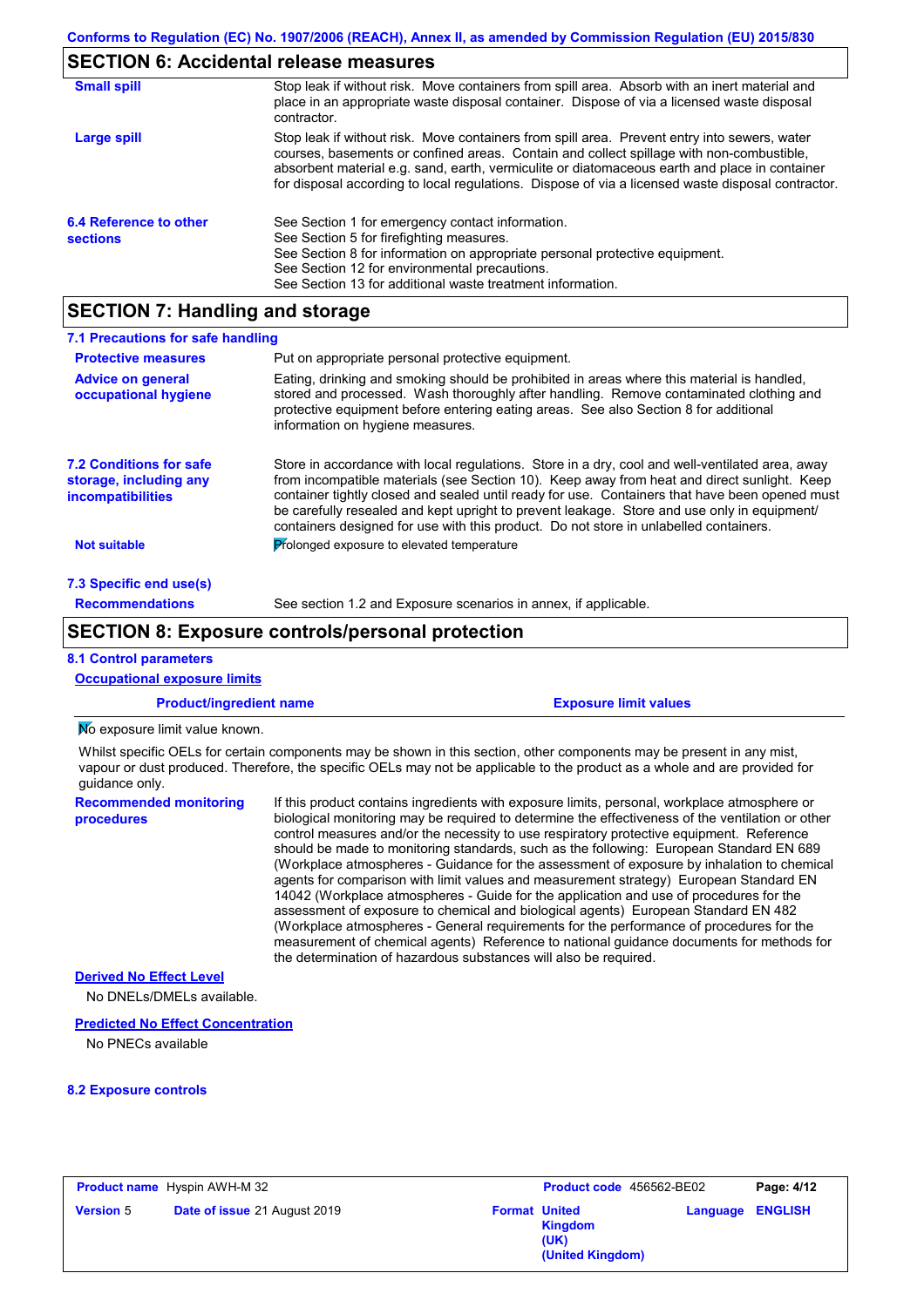## SECTION 6: Accidental release measures

**Small spill**

Stop leak if without risk. Move containers from spill area. Absorb with an inert material and place in an appropriate waste disposal container. Dispose of via a licensed waste disposal contractor.

**Large spill**

Stop leak if without risk. Move containers from spill area. Prevent entry into sewers, water courses, basements or confined areas. Contain and collect spillage with non-combustible, absorbent material e.g. sand, earth, vermiculite or diatomaceous earth and place in container for disposal according to local regulations. Dispose of via a licensed waste disposal contractor.

**6.4 Reference to other sections**

See Section 1 for emergency contact information.
See Section 5 for firefighting measures.
See Section 8 for information on appropriate personal protective equipment.
See Section 12 for environmental precautions.
See Section 13 for additional waste treatment information.

## SECTION 7: Handling and storage

### 7.1 Precautions for safe handling

**Protective measures**

Put on appropriate personal protective equipment.

**Advice on general occupational hygiene**

Eating, drinking and smoking should be prohibited in areas where this material is handled, stored and processed. Wash thoroughly after handling. Remove contaminated clothing and protective equipment before entering eating areas. See also Section 8 for additional information on hygiene measures.

**7.2 Conditions for safe storage, including any incompatibilities**

Store in accordance with local regulations. Store in a dry, cool and well-ventilated area, away from incompatible materials (see Section 10). Keep away from heat and direct sunlight. Keep container tightly closed and sealed until ready for use. Containers that have been opened must be carefully resealed and kept upright to prevent leakage. Store and use only in equipment/ containers designed for use with this product. Do not store in unlabelled containers.

**Not suitable**

Prolonged exposure to elevated temperature

### 7.3 Specific end use(s)

**Recommendations**

See section 1.2 and Exposure scenarios in annex, if applicable.

## SECTION 8: Exposure controls/personal protection

### 8.1 Control parameters

**Occupational exposure limits**

| Product/ingredient name | Exposure limit values |
| --- | --- |

No exposure limit value known.

Whilst specific OELs for certain components may be shown in this section, other components may be present in any mist, vapour or dust produced. Therefore, the specific OELs may not be applicable to the product as a whole and are provided for guidance only.

**Recommended monitoring procedures**

If this product contains ingredients with exposure limits, personal, workplace atmosphere or biological monitoring may be required to determine the effectiveness of the ventilation or other control measures and/or the necessity to use respiratory protective equipment. Reference should be made to monitoring standards, such as the following: European Standard EN 689 (Workplace atmospheres - Guidance for the assessment of exposure by inhalation to chemical agents for comparison with limit values and measurement strategy) European Standard EN 14042 (Workplace atmospheres - Guide for the application and use of procedures for the assessment of exposure to chemical and biological agents) European Standard EN 482 (Workplace atmospheres - General requirements for the performance of procedures for the measurement of chemical agents) Reference to national guidance documents for methods for the determination of hazardous substances will also be required.

**Derived No Effect Level**

No DNELs/DMELs available.

**Predicted No Effect Concentration**

No PNECs available

### 8.2 Exposure controls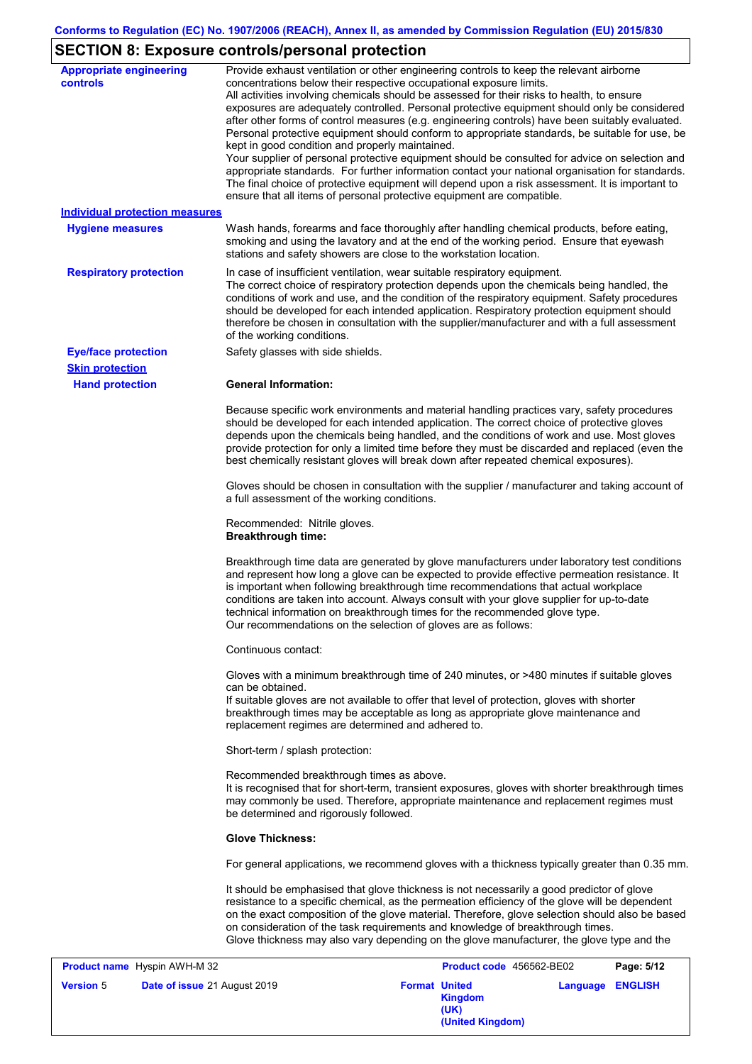## SECTION 8: Exposure controls/personal protection

**Appropriate engineering controls**

Provide exhaust ventilation or other engineering controls to keep the relevant airborne concentrations below their respective occupational exposure limits.
All activities involving chemicals should be assessed for their risks to health, to ensure exposures are adequately controlled. Personal protective equipment should only be considered after other forms of control measures (e.g. engineering controls) have been suitably evaluated. Personal protective equipment should conform to appropriate standards, be suitable for use, be kept in good condition and properly maintained.
Your supplier of personal protective equipment should be consulted for advice on selection and appropriate standards. For further information contact your national organisation for standards. The final choice of protective equipment will depend upon a risk assessment. It is important to ensure that all items of personal protective equipment are compatible.

**Individual protection measures**

**Hygiene measures**

Wash hands, forearms and face thoroughly after handling chemical products, before eating, smoking and using the lavatory and at the end of the working period. Ensure that eyewash stations and safety showers are close to the workstation location.

**Respiratory protection**

In case of insufficient ventilation, wear suitable respiratory equipment.
The correct choice of respiratory protection depends upon the chemicals being handled, the conditions of work and use, and the condition of the respiratory equipment. Safety procedures should be developed for each intended application. Respiratory protection equipment should therefore be chosen in consultation with the supplier/manufacturer and with a full assessment of the working conditions.

**Eye/face protection**

Safety glasses with side shields.

**Skin protection**

**Hand protection**

**General Information:**

Because specific work environments and material handling practices vary, safety procedures should be developed for each intended application. The correct choice of protective gloves depends upon the chemicals being handled, and the conditions of work and use. Most gloves provide protection for only a limited time before they must be discarded and replaced (even the best chemically resistant gloves will break down after repeated chemical exposures).

Gloves should be chosen in consultation with the supplier / manufacturer and taking account of a full assessment of the working conditions.

Recommended: Nitrile gloves.
**Breakthrough time:**

Breakthrough time data are generated by glove manufacturers under laboratory test conditions and represent how long a glove can be expected to provide effective permeation resistance. It is important when following breakthrough time recommendations that actual workplace conditions are taken into account. Always consult with your glove supplier for up-to-date technical information on breakthrough times for the recommended glove type.
Our recommendations on the selection of gloves are as follows:

Continuous contact:

Gloves with a minimum breakthrough time of 240 minutes, or >480 minutes if suitable gloves can be obtained.
If suitable gloves are not available to offer that level of protection, gloves with shorter breakthrough times may be acceptable as long as appropriate glove maintenance and replacement regimes are determined and adhered to.

Short-term / splash protection:

Recommended breakthrough times as above.
It is recognised that for short-term, transient exposures, gloves with shorter breakthrough times may commonly be used. Therefore, appropriate maintenance and replacement regimes must be determined and rigorously followed.

**Glove Thickness:**

For general applications, we recommend gloves with a thickness typically greater than 0.35 mm.

It should be emphasised that glove thickness is not necessarily a good predictor of glove resistance to a specific chemical, as the permeation efficiency of the glove will be dependent on the exact composition of the glove material. Therefore, glove selection should also be based on consideration of the task requirements and knowledge of breakthrough times.
Glove thickness may also vary depending on the glove manufacturer, the glove type and the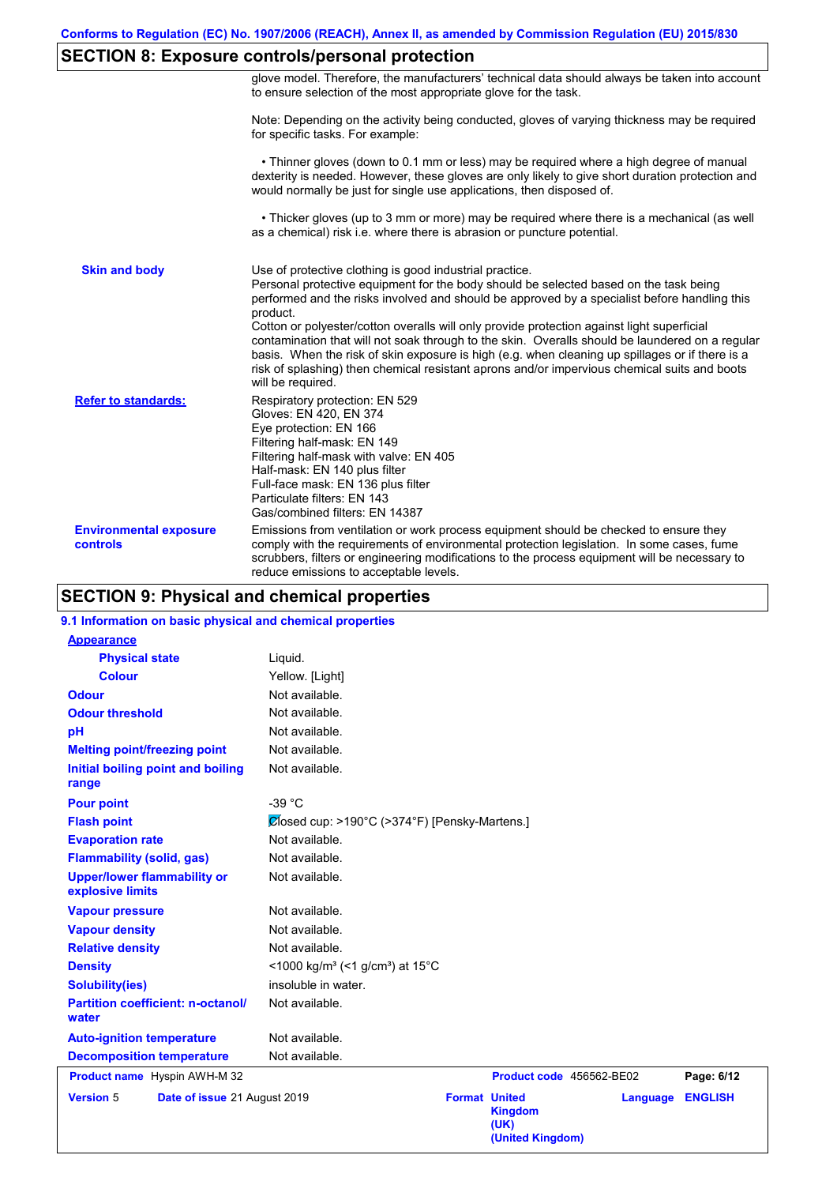## SECTION 8: Exposure controls/personal protection

glove model. Therefore, the manufacturers' technical data should always be taken into account to ensure selection of the most appropriate glove for the task.

Note: Depending on the activity being conducted, gloves of varying thickness may be required for specific tasks. For example:

• Thinner gloves (down to 0.1 mm or less) may be required where a high degree of manual dexterity is needed. However, these gloves are only likely to give short duration protection and would normally be just for single use applications, then disposed of.

• Thicker gloves (up to 3 mm or more) may be required where there is a mechanical (as well as a chemical) risk i.e. where there is abrasion or puncture potential.

**Skin and body**

Use of protective clothing is good industrial practice.
Personal protective equipment for the body should be selected based on the task being performed and the risks involved and should be approved by a specialist before handling this product.
Cotton or polyester/cotton overalls will only provide protection against light superficial contamination that will not soak through to the skin. Overalls should be laundered on a regular basis. When the risk of skin exposure is high (e.g. when cleaning up spillages or if there is a risk of splashing) then chemical resistant aprons and/or impervious chemical suits and boots will be required.

**Refer to standards:**

Respiratory protection: EN 529
Gloves: EN 420, EN 374
Eye protection: EN 166
Filtering half-mask: EN 149
Filtering half-mask with valve: EN 405
Half-mask: EN 140 plus filter
Full-face mask: EN 136 plus filter
Particulate filters: EN 143
Gas/combined filters: EN 14387

**Environmental exposure controls**

Emissions from ventilation or work process equipment should be checked to ensure they comply with the requirements of environmental protection legislation. In some cases, fume scrubbers, filters or engineering modifications to the process equipment will be necessary to reduce emissions to acceptable levels.

## SECTION 9: Physical and chemical properties

### 9.1 Information on basic physical and chemical properties

**Appearance**

| Property | Value |
|---|---|
| Physical state | Liquid. |
| Colour | Yellow. [Light] |
| Odour | Not available. |
| Odour threshold | Not available. |
| pH | Not available. |
| Melting point/freezing point | Not available. |
| Initial boiling point and boiling range | Not available. |
| Pour point | -39 °C |
| Flash point | Closed cup: >190°C (>374°F) [Pensky-Martens.] |
| Evaporation rate | Not available. |
| Flammability (solid, gas) | Not available. |
| Upper/lower flammability or explosive limits | Not available. |
| Vapour pressure | Not available. |
| Vapour density | Not available. |
| Relative density | Not available. |
| Density | <1000 kg/m³ (<1 g/cm³) at 15°C |
| Solubility(ies) | insoluble in water. |
| Partition coefficient: n-octanol/water | Not available. |
| Auto-ignition temperature | Not available. |
| Decomposition temperature | Not available. |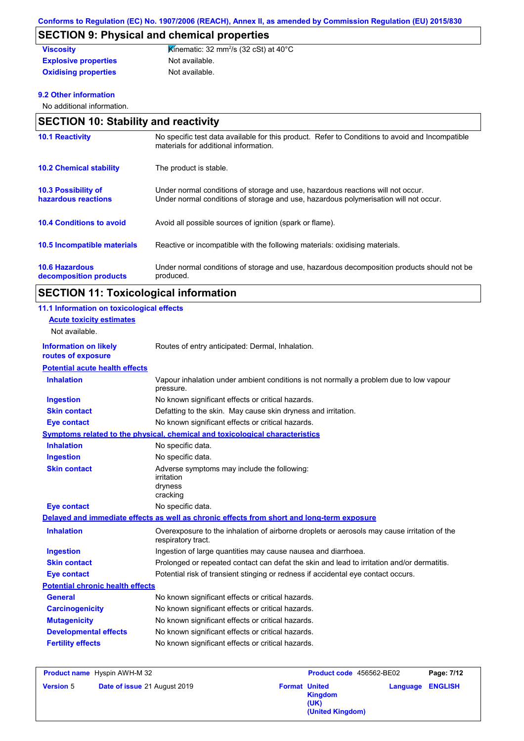## SECTION 9: Physical and chemical properties

| | |
|---|---|
| **Viscosity** | Kinematic: 32 $mm^2/s$ (32 cSt) at 40°C |
| **Explosive properties** | Not available. |
| **Oxidising properties** | Not available. |

### 9.2 Other information

No additional information.

## SECTION 10: Stability and reactivity

| | |
|---|---|
| **10.1 Reactivity** | No specific test data available for this product. Refer to Conditions to avoid and Incompatible materials for additional information. |
| **10.2 Chemical stability** | The product is stable. |
| **10.3 Possibility of hazardous reactions** | Under normal conditions of storage and use, hazardous reactions will not occur. Under normal conditions of storage and use, hazardous polymerisation will not occur. |
| **10.4 Conditions to avoid** | Avoid all possible sources of ignition (spark or flame). |
| **10.5 Incompatible materials** | Reactive or incompatible with the following materials: oxidising materials. |
| **10.6 Hazardous decomposition products** | Under normal conditions of storage and use, hazardous decomposition products should not be produced. |

## SECTION 11: Toxicological information

### 11.1 Information on toxicological effects

**Acute toxicity estimates**

Not available.

| | |
|---|---|
| **Information on likely routes of exposure** | Routes of entry anticipated: Dermal, Inhalation. |

**Potential acute health effects**

| | |
|---|---|
| **Inhalation** | Vapour inhalation under ambient conditions is not normally a problem due to low vapour pressure. |
| **Ingestion** | No known significant effects or critical hazards. |
| **Skin contact** | Defatting to the skin. May cause skin dryness and irritation. |
| **Eye contact** | No known significant effects or critical hazards. |

**Symptoms related to the physical, chemical and toxicological characteristics**

| | |
|---|---|
| **Inhalation** | No specific data. |
| **Ingestion** | No specific data. |
| **Skin contact** | Adverse symptoms may include the following:<br>irritation<br>dryness<br>cracking |
| **Eye contact** | No specific data. |

**Delayed and immediate effects as well as chronic effects from short and long-term exposure**

| | |
|---|---|
| **Inhalation** | Overexposure to the inhalation of airborne droplets or aerosols may cause irritation of the respiratory tract. |
| **Ingestion** | Ingestion of large quantities may cause nausea and diarrhoea. |
| **Skin contact** | Prolonged or repeated contact can defat the skin and lead to irritation and/or dermatitis. |
| **Eye contact** | Potential risk of transient stinging or redness if accidental eye contact occurs. |

**Potential chronic health effects**

| | |
|---|---|
| **General** | No known significant effects or critical hazards. |
| **Carcinogenicity** | No known significant effects or critical hazards. |
| **Mutagenicity** | No known significant effects or critical hazards. |
| **Developmental effects** | No known significant effects or critical hazards. |
| **Fertility effects** | No known significant effects or critical hazards. |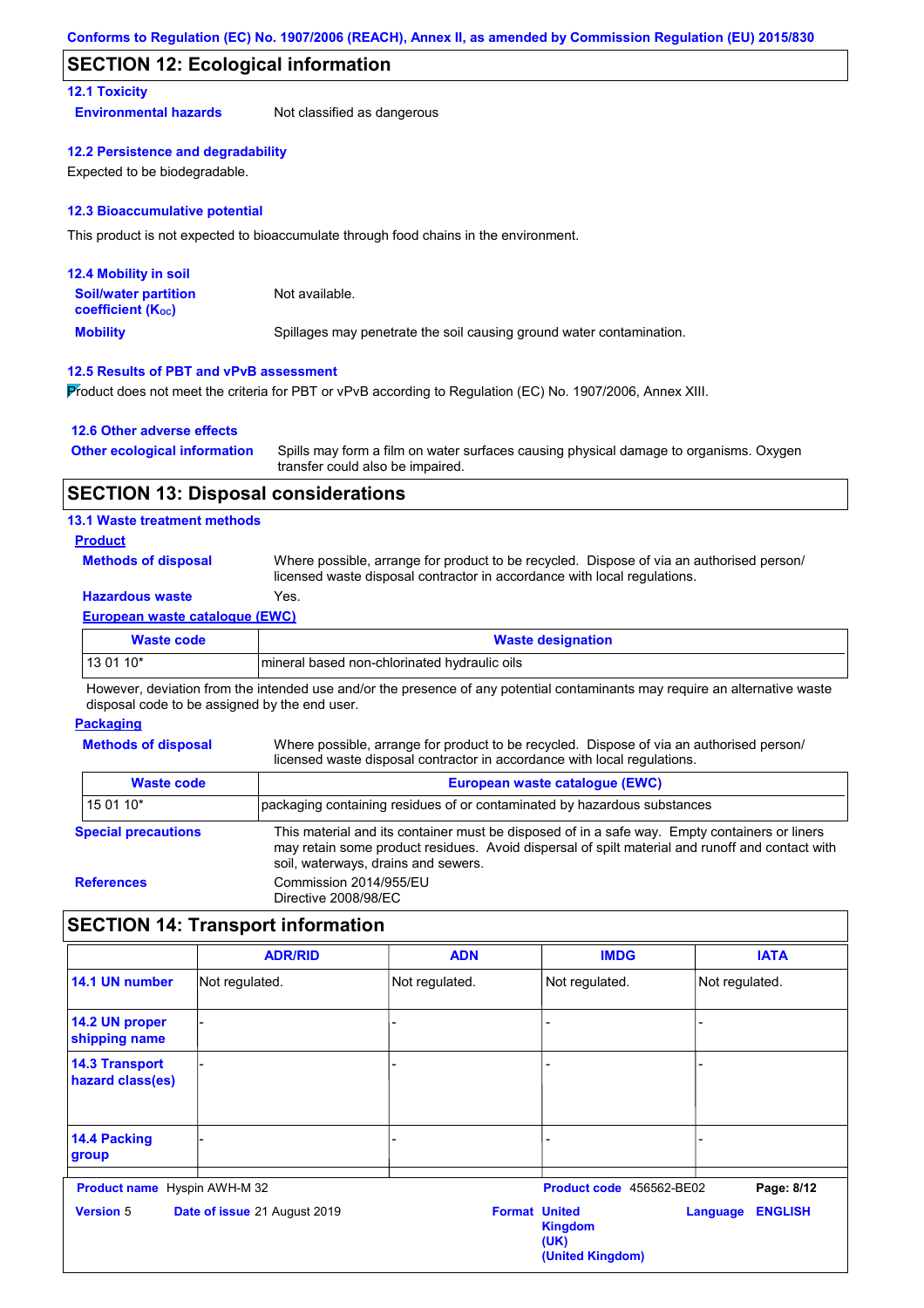## SECTION 12: Ecological information

### 12.1 Toxicity

**Environmental hazards** Not classified as dangerous

### 12.2 Persistence and degradability

Expected to be biodegradable.

### 12.3 Bioaccumulative potential

This product is not expected to bioaccumulate through food chains in the environment.

### 12.4 Mobility in soil

**Soil/water partition coefficient ($K_{OC}$)** Not available.

**Mobility** Spillages may penetrate the soil causing ground water contamination.

### 12.5 Results of PBT and vPvB assessment

Product does not meet the criteria for PBT or vPvB according to Regulation (EC) No. 1907/2006, Annex XIII.

### 12.6 Other adverse effects

**Other ecological information** Spills may form a film on water surfaces causing physical damage to organisms. Oxygen transfer could also be impaired.

## SECTION 13: Disposal considerations

### 13.1 Waste treatment methods

**Product**

**Methods of disposal** Where possible, arrange for product to be recycled. Dispose of via an authorised person/licensed waste disposal contractor in accordance with local regulations.

**Hazardous waste** Yes.

**European waste catalogue (EWC)**

| Waste code | Waste designation |
|---|---|
| 13 01 10* | mineral based non-chlorinated hydraulic oils |

However, deviation from the intended use and/or the presence of any potential contaminants may require an alternative waste disposal code to be assigned by the end user.

**Packaging**

**Methods of disposal** Where possible, arrange for product to be recycled. Dispose of via an authorised person/licensed waste disposal contractor in accordance with local regulations.

| Waste code | European waste catalogue (EWC) |
|---|---|
| 15 01 10* | packaging containing residues of or contaminated by hazardous substances |

**Special precautions** This material and its container must be disposed of in a safe way. Empty containers or liners may retain some product residues. Avoid dispersal of spilt material and runoff and contact with soil, waterways, drains and sewers.

**References** Commission 2014/955/EU
Directive 2008/98/EC

## SECTION 14: Transport information

| | ADR/RID | ADN | IMDG | IATA |
|---|---|---|---|---|
| **14.1 UN number** | Not regulated. | Not regulated. | Not regulated. | Not regulated. |
| **14.2 UN proper shipping name** | - | - | - | - |
| **14.3 Transport hazard class(es)** | - | - | - | - |
| **14.4 Packing group** | - | - | - | - |

**Product name** Hyspin AWH-M 32 **Product code** 456562-BE02

**Version** 5 **Date of issue** 21 August 2019 **Format** United Kingdom (UK) (United Kingdom) **Language** ENGLISH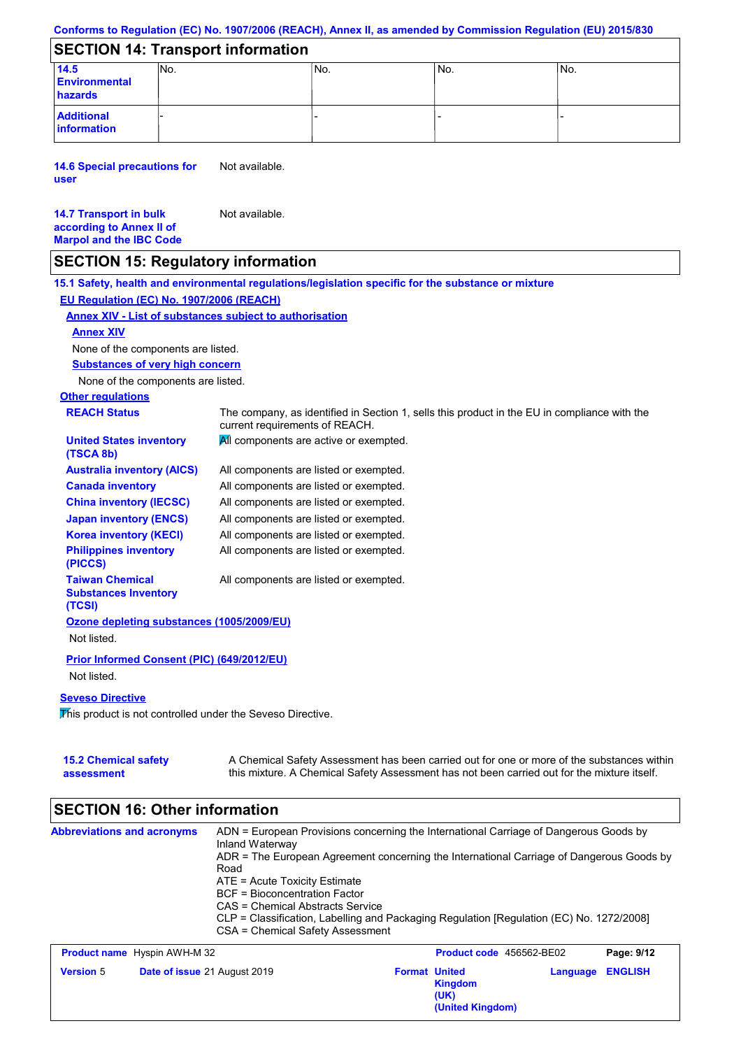## SECTION 14: Transport information

| | | | | |
|---|---|---|---|---|
| **14.5 Environmental hazards** | No. | No. | No. | No. |
| **Additional information** | - | - | - | - |

**14.6 Special precautions for user** Not available.

**14.7 Transport in bulk according to Annex II of Marpol and the IBC Code** Not available.

## SECTION 15: Regulatory information

**15.1 Safety, health and environmental regulations/legislation specific for the substance or mixture**

**EU Regulation (EC) No. 1907/2006 (REACH)**

**Annex XIV - List of substances subject to authorisation**

**Annex XIV**

None of the components are listed.

**Substances of very high concern**

None of the components are listed.

**Other regulations**

| | |
|---|---|
| **REACH Status** | The company, as identified in Section 1, sells this product in the EU in compliance with the current requirements of REACH. |
| **United States inventory (TSCA 8b)** | All components are active or exempted. |
| **Australia inventory (AICS)** | All components are listed or exempted. |
| **Canada inventory** | All components are listed or exempted. |
| **China inventory (IECSC)** | All components are listed or exempted. |
| **Japan inventory (ENCS)** | All components are listed or exempted. |
| **Korea inventory (KECI)** | All components are listed or exempted. |
| **Philippines inventory (PICCS)** | All components are listed or exempted. |
| **Taiwan Chemical Substances Inventory (TCSI)** | All components are listed or exempted. |

**Ozone depleting substances (1005/2009/EU)**

Not listed.

**Prior Informed Consent (PIC) (649/2012/EU)**

Not listed.

**Seveso Directive**

This product is not controlled under the Seveso Directive.

**15.2 Chemical safety assessment** A Chemical Safety Assessment has been carried out for one or more of the substances within this mixture. A Chemical Safety Assessment has not been carried out for the mixture itself.

## SECTION 16: Other information

**Abbreviations and acronyms**

ADN = European Provisions concerning the International Carriage of Dangerous Goods by Inland Waterway
ADR = The European Agreement concerning the International Carriage of Dangerous Goods by Road
ATE = Acute Toxicity Estimate
BCF = Bioconcentration Factor
CAS = Chemical Abstracts Service
CLP = Classification, Labelling and Packaging Regulation [Regulation (EC) No. 1272/2008]
CSA = Chemical Safety Assessment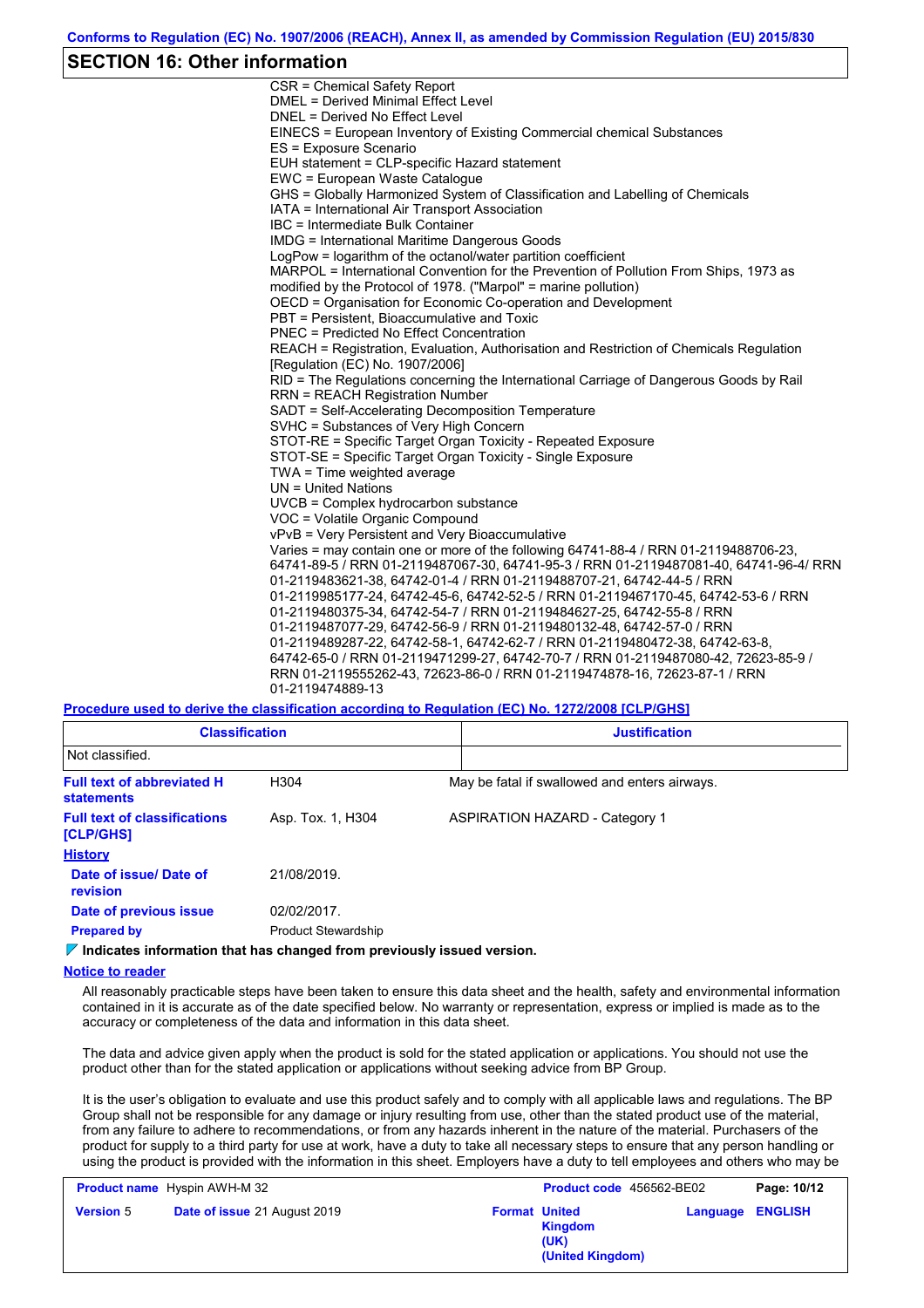## SECTION 16: Other information

CSR = Chemical Safety Report
DMEL = Derived Minimal Effect Level
DNEL = Derived No Effect Level
EINECS = European Inventory of Existing Commercial chemical Substances
ES = Exposure Scenario
EUH statement = CLP-specific Hazard statement
EWC = European Waste Catalogue
GHS = Globally Harmonized System of Classification and Labelling of Chemicals
IATA = International Air Transport Association
IBC = Intermediate Bulk Container
IMDG = International Maritime Dangerous Goods
LogPow = logarithm of the octanol/water partition coefficient
MARPOL = International Convention for the Prevention of Pollution From Ships, 1973 as modified by the Protocol of 1978. ("Marpol" = marine pollution)
OECD = Organisation for Economic Co-operation and Development
PBT = Persistent, Bioaccumulative and Toxic
PNEC = Predicted No Effect Concentration
REACH = Registration, Evaluation, Authorisation and Restriction of Chemicals Regulation [Regulation (EC) No. 1907/2006]
RID = The Regulations concerning the International Carriage of Dangerous Goods by Rail
RRN = REACH Registration Number
SADT = Self-Accelerating Decomposition Temperature
SVHC = Substances of Very High Concern
STOT-RE = Specific Target Organ Toxicity - Repeated Exposure
STOT-SE = Specific Target Organ Toxicity - Single Exposure
TWA = Time weighted average
UN = United Nations
UVCB = Complex hydrocarbon substance
VOC = Volatile Organic Compound
vPvB = Very Persistent and Very Bioaccumulative
Varies = may contain one or more of the following 64741-88-4 / RRN 01-2119488706-23, 64741-89-5 / RRN 01-2119487067-30, 64741-95-3 / RRN 01-2119487081-40, 64741-96-4/ RRN 01-2119483621-38, 64742-01-4 / RRN 01-2119488707-21, 64742-44-5 / RRN 01-2119985177-24, 64742-45-6, 64742-52-5 / RRN 01-2119467170-45, 64742-53-6 / RRN 01-2119480375-34, 64742-54-7 / RRN 01-2119484627-25, 64742-55-8 / RRN 01-2119487077-29, 64742-56-9 / RRN 01-2119480132-48, 64742-57-0 / RRN 01-2119489287-22, 64742-58-1, 64742-62-7 / RRN 01-2119480472-38, 64742-63-8, 64742-65-0 / RRN 01-2119471299-27, 64742-70-7 / RRN 01-2119487080-42, 72623-85-9 / RRN 01-2119555262-43, 72623-86-0 / RRN 01-2119474878-16, 72623-87-1 / RRN 01-2119474889-13

**Procedure used to derive the classification according to Regulation (EC) No. 1272/2008 [CLP/GHS]**

| Classification | Justification |
|---|---|
| Not classified. | |

**Full text of abbreviated H statements**: H304 — May be fatal if swallowed and enters airways.

**Full text of classifications [CLP/GHS]**: Asp. Tox. 1, H304 — ASPIRATION HAZARD - Category 1

**History**

**Date of issue/ Date of revision**: 21/08/2019.

**Date of previous issue**: 02/02/2017.

**Prepared by**: Product Stewardship

**Indicates information that has changed from previously issued version.**

**Notice to reader**

All reasonably practicable steps have been taken to ensure this data sheet and the health, safety and environmental information contained in it is accurate as of the date specified below. No warranty or representation, express or implied is made as to the accuracy or completeness of the data and information in this data sheet.

The data and advice given apply when the product is sold for the stated application or applications. You should not use the product other than for the stated application or applications without seeking advice from BP Group.

It is the user's obligation to evaluate and use this product safely and to comply with all applicable laws and regulations. The BP Group shall not be responsible for any damage or injury resulting from use, other than the stated product use of the material, from any failure to adhere to recommendations, or from any hazards inherent in the nature of the material. Purchasers of the product for supply to a third party for use at work, have a duty to take all necessary steps to ensure that any person handling or using the product is provided with the information in this sheet. Employers have a duty to tell employees and others who may be

| **Product name** Hyspin AWH-M 32 | | **Product code** 456562-BE02 | **Page: 10/12** |
|---|---|---|---|
| **Version** 5 | **Date of issue** 21 August 2019 | **Format United Kingdom (UK) (United Kingdom)** | **Language ENGLISH** |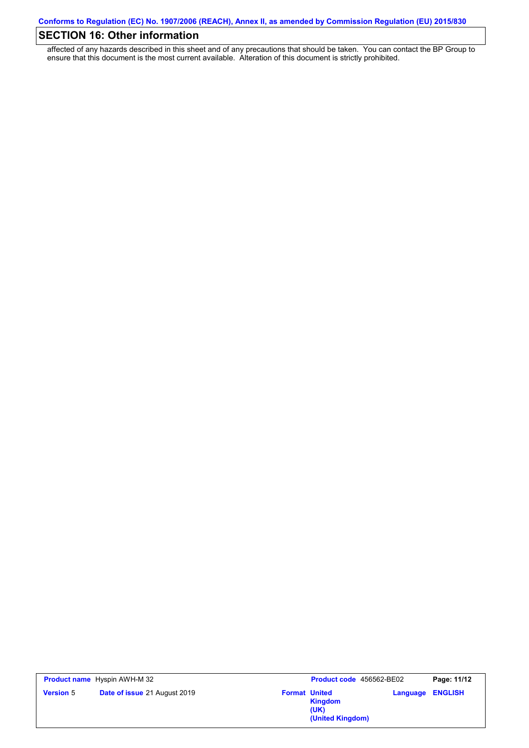## SECTION 16: Other information

affected of any hazards described in this sheet and of any precautions that should be taken. You can contact the BP Group to ensure that this document is the most current available. Alteration of this document is strictly prohibited.